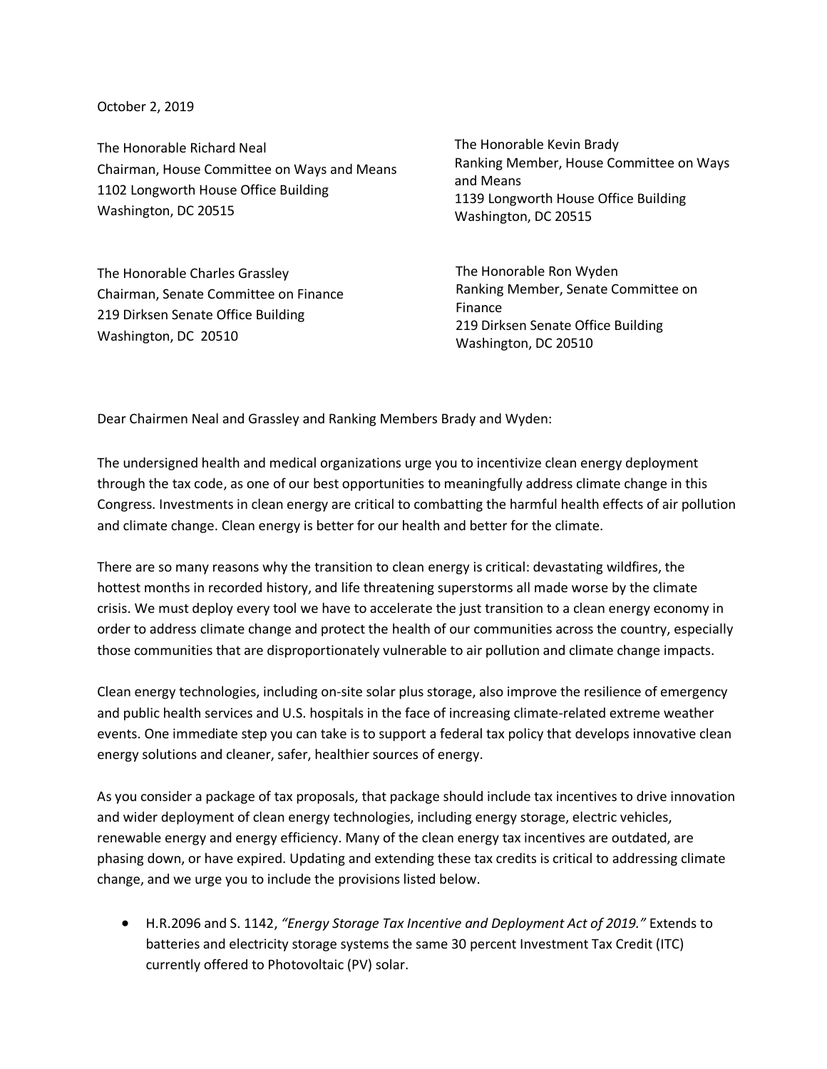October 2, 2019

The Honorable Richard Neal
Chairman, House Committee on Ways and Means
1102 Longworth House Office Building
Washington, DC 20515

The Honorable Kevin Brady
Ranking Member, House Committee on Ways and Means
1139 Longworth House Office Building
Washington, DC 20515

The Honorable Charles Grassley
Chairman, Senate Committee on Finance
219 Dirksen Senate Office Building
Washington, DC 20510

The Honorable Ron Wyden
Ranking Member, Senate Committee on Finance
219 Dirksen Senate Office Building
Washington, DC 20510

Dear Chairmen Neal and Grassley and Ranking Members Brady and Wyden:

The undersigned health and medical organizations urge you to incentivize clean energy deployment through the tax code, as one of our best opportunities to meaningfully address climate change in this Congress. Investments in clean energy are critical to combatting the harmful health effects of air pollution and climate change. Clean energy is better for our health and better for the climate.

There are so many reasons why the transition to clean energy is critical: devastating wildfires, the hottest months in recorded history, and life threatening superstorms all made worse by the climate crisis. We must deploy every tool we have to accelerate the just transition to a clean energy economy in order to address climate change and protect the health of our communities across the country, especially those communities that are disproportionately vulnerable to air pollution and climate change impacts.

Clean energy technologies, including on-site solar plus storage, also improve the resilience of emergency and public health services and U.S. hospitals in the face of increasing climate-related extreme weather events. One immediate step you can take is to support a federal tax policy that develops innovative clean energy solutions and cleaner, safer, healthier sources of energy.

As you consider a package of tax proposals, that package should include tax incentives to drive innovation and wider deployment of clean energy technologies, including energy storage, electric vehicles, renewable energy and energy efficiency. Many of the clean energy tax incentives are outdated, are phasing down, or have expired. Updating and extending these tax credits is critical to addressing climate change, and we urge you to include the provisions listed below.

- H.R.2096 and S. 1142, *"Energy Storage Tax Incentive and Deployment Act of 2019."* Extends to batteries and electricity storage systems the same 30 percent Investment Tax Credit (ITC) currently offered to Photovoltaic (PV) solar.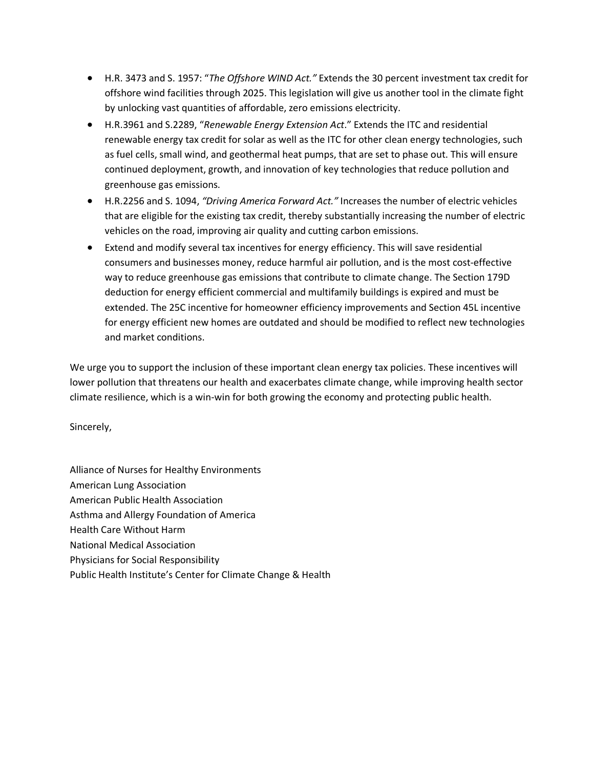- H.R. 3473 and S. 1957: "*The Offshore WIND Act.*" Extends the 30 percent investment tax credit for offshore wind facilities through 2025. This legislation will give us another tool in the climate fight by unlocking vast quantities of affordable, zero emissions electricity.
- H.R.3961 and S.2289, "*Renewable Energy Extension Act*." Extends the ITC and residential renewable energy tax credit for solar as well as the ITC for other clean energy technologies, such as fuel cells, small wind, and geothermal heat pumps, that are set to phase out. This will ensure continued deployment, growth, and innovation of key technologies that reduce pollution and greenhouse gas emissions.
- H.R.2256 and S. 1094, *"Driving America Forward Act."* Increases the number of electric vehicles that are eligible for the existing tax credit, thereby substantially increasing the number of electric vehicles on the road, improving air quality and cutting carbon emissions.
- Extend and modify several tax incentives for energy efficiency. This will save residential consumers and businesses money, reduce harmful air pollution, and is the most cost-effective way to reduce greenhouse gas emissions that contribute to climate change. The Section 179D deduction for energy efficient commercial and multifamily buildings is expired and must be extended. The 25C incentive for homeowner efficiency improvements and Section 45L incentive for energy efficient new homes are outdated and should be modified to reflect new technologies and market conditions.

We urge you to support the inclusion of these important clean energy tax policies. These incentives will lower pollution that threatens our health and exacerbates climate change, while improving health sector climate resilience, which is a win-win for both growing the economy and protecting public health.

Sincerely,

Alliance of Nurses for Healthy Environments
American Lung Association
American Public Health Association
Asthma and Allergy Foundation of America
Health Care Without Harm
National Medical Association
Physicians for Social Responsibility
Public Health Institute's Center for Climate Change & Health